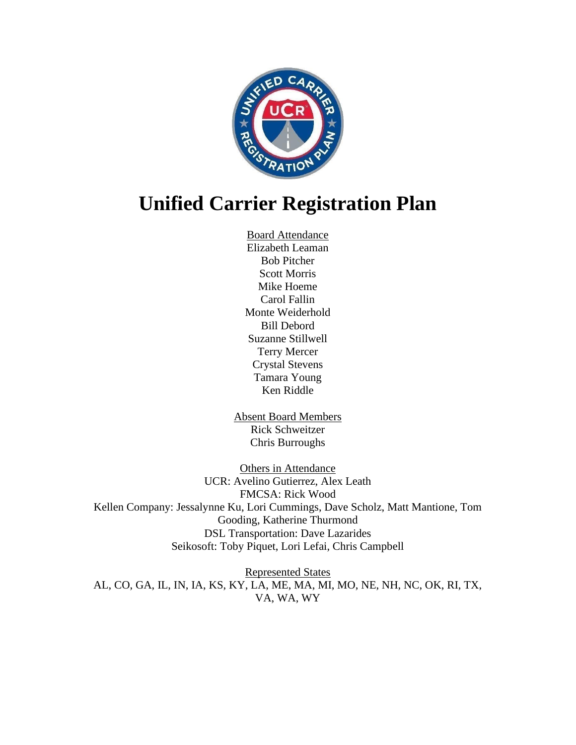# Unified Carrier Registration Plan

Board Attendance
Elizabeth Leaman
Bob Pitcher
Scott Morris
Mike Hoeme
Carol Fallin
Monte Weiderhold
Bill Debord
Suzanne Stillwell
Terry Mercer
Crystal Stevens
Tamara Young
Ken Riddle

Absent Board Members
Rick Schweitzer
Chris Burroughs

Others in Attendance
UCR: Avelino Gutierrez, Alex Leath
FMCSA: Rick Wood
Kellen Company: Jessalynne Ku, Lori Cummings, Dave Scholz, Matt Mantione, Tom Gooding, Katherine Thurmond
DSL Transportation: Dave Lazarides
Seikosoft: Toby Piquet, Lori Lefai, Chris Campbell

Represented States
AL, CO, GA, IL, IN, IA, KS, KY, LA, ME, MA, MI, MO, NE, NH, NC, OK, RI, TX, VA, WA, WY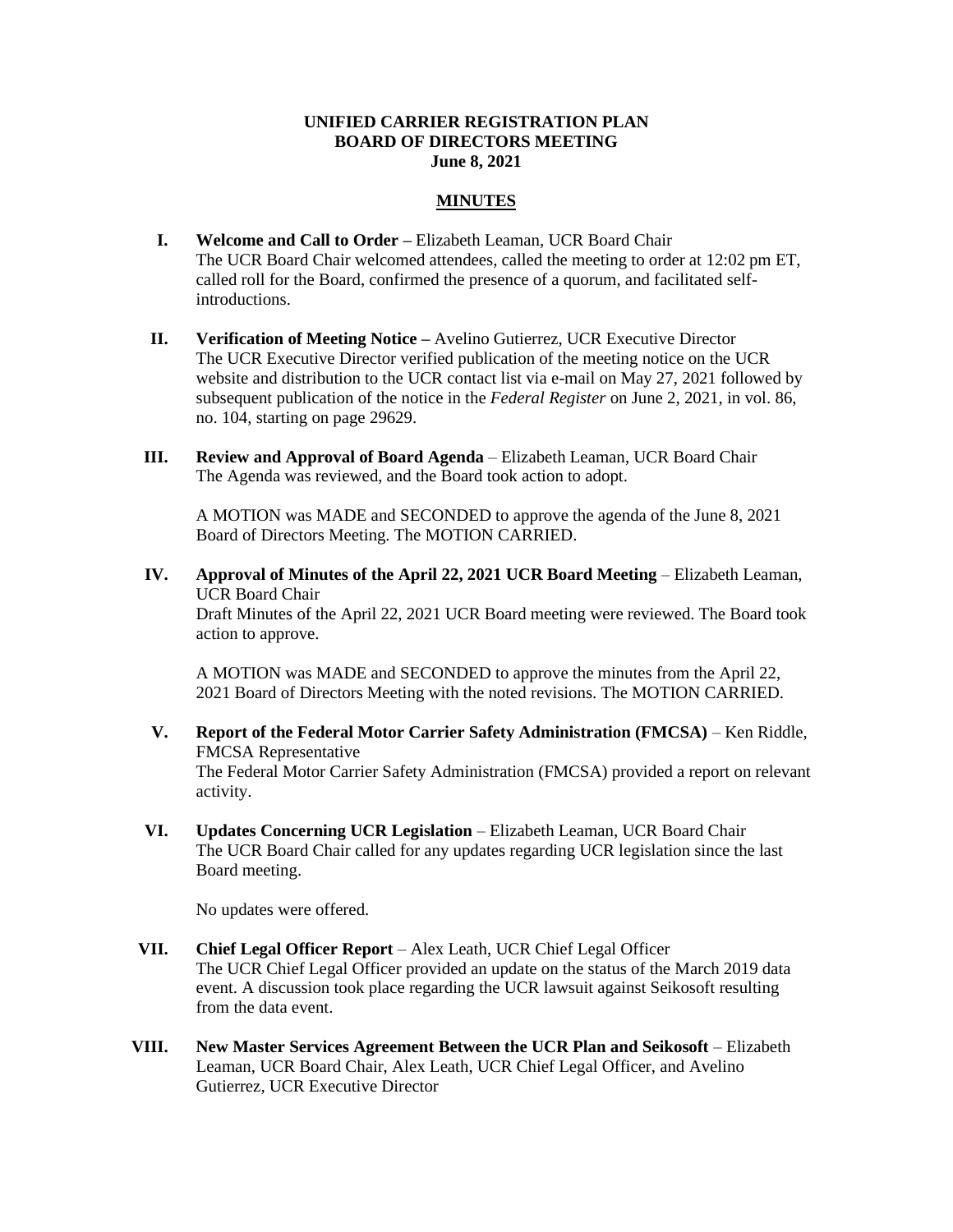**UNIFIED CARRIER REGISTRATION PLAN**
**BOARD OF DIRECTORS MEETING**
**June 8, 2021**

**MINUTES**

**I. Welcome and Call to Order –** Elizabeth Leaman, UCR Board Chair
The UCR Board Chair welcomed attendees, called the meeting to order at 12:02 pm ET, called roll for the Board, confirmed the presence of a quorum, and facilitated self-introductions.

**II. Verification of Meeting Notice –** Avelino Gutierrez, UCR Executive Director
The UCR Executive Director verified publication of the meeting notice on the UCR website and distribution to the UCR contact list via e-mail on May 27, 2021 followed by subsequent publication of the notice in the *Federal Register* on June 2, 2021, in vol. 86, no. 104, starting on page 29629.

**III. Review and Approval of Board Agenda** – Elizabeth Leaman, UCR Board Chair
The Agenda was reviewed, and the Board took action to adopt.

A MOTION was MADE and SECONDED to approve the agenda of the June 8, 2021 Board of Directors Meeting. The MOTION CARRIED.

**IV. Approval of Minutes of the April 22, 2021 UCR Board Meeting** – Elizabeth Leaman, UCR Board Chair
Draft Minutes of the April 22, 2021 UCR Board meeting were reviewed. The Board took action to approve.

A MOTION was MADE and SECONDED to approve the minutes from the April 22, 2021 Board of Directors Meeting with the noted revisions. The MOTION CARRIED.

**V. Report of the Federal Motor Carrier Safety Administration (FMCSA)** – Ken Riddle, FMCSA Representative
The Federal Motor Carrier Safety Administration (FMCSA) provided a report on relevant activity.

**VI. Updates Concerning UCR Legislation** – Elizabeth Leaman, UCR Board Chair
The UCR Board Chair called for any updates regarding UCR legislation since the last Board meeting.

No updates were offered.

**VII. Chief Legal Officer Report** – Alex Leath, UCR Chief Legal Officer
The UCR Chief Legal Officer provided an update on the status of the March 2019 data event. A discussion took place regarding the UCR lawsuit against Seikosoft resulting from the data event.

**VIII. New Master Services Agreement Between the UCR Plan and Seikosoft** – Elizabeth Leaman, UCR Board Chair, Alex Leath, UCR Chief Legal Officer, and Avelino Gutierrez, UCR Executive Director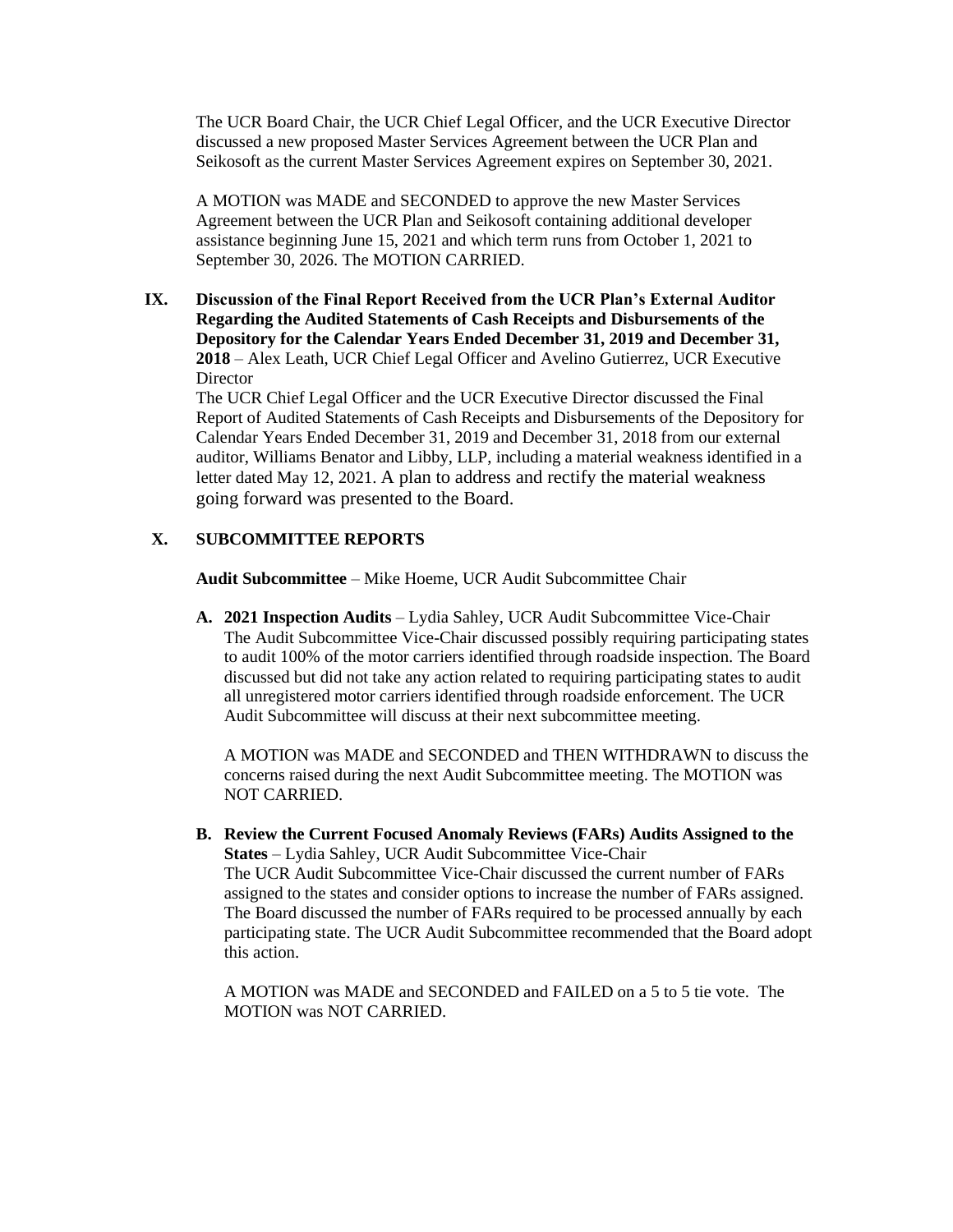The UCR Board Chair, the UCR Chief Legal Officer, and the UCR Executive Director discussed a new proposed Master Services Agreement between the UCR Plan and Seikosoft as the current Master Services Agreement expires on September 30, 2021.

A MOTION was MADE and SECONDED to approve the new Master Services Agreement between the UCR Plan and Seikosoft containing additional developer assistance beginning June 15, 2021 and which term runs from October 1, 2021 to September 30, 2026. The MOTION CARRIED.

**IX. Discussion of the Final Report Received from the UCR Plan's External Auditor Regarding the Audited Statements of Cash Receipts and Disbursements of the Depository for the Calendar Years Ended December 31, 2019 and December 31, 2018** – Alex Leath, UCR Chief Legal Officer and Avelino Gutierrez, UCR Executive Director

The UCR Chief Legal Officer and the UCR Executive Director discussed the Final Report of Audited Statements of Cash Receipts and Disbursements of the Depository for Calendar Years Ended December 31, 2019 and December 31, 2018 from our external auditor, Williams Benator and Libby, LLP, including a material weakness identified in a letter dated May 12, 2021. A plan to address and rectify the material weakness going forward was presented to the Board.

**X. SUBCOMMITTEE REPORTS**

**Audit Subcommittee** – Mike Hoeme, UCR Audit Subcommittee Chair

**A. 2021 Inspection Audits** – Lydia Sahley, UCR Audit Subcommittee Vice-Chair

The Audit Subcommittee Vice-Chair discussed possibly requiring participating states to audit 100% of the motor carriers identified through roadside inspection. The Board discussed but did not take any action related to requiring participating states to audit all unregistered motor carriers identified through roadside enforcement. The UCR Audit Subcommittee will discuss at their next subcommittee meeting.

A MOTION was MADE and SECONDED and THEN WITHDRAWN to discuss the concerns raised during the next Audit Subcommittee meeting. The MOTION was NOT CARRIED.

**B. Review the Current Focused Anomaly Reviews (FARs) Audits Assigned to the States** – Lydia Sahley, UCR Audit Subcommittee Vice-Chair

The UCR Audit Subcommittee Vice-Chair discussed the current number of FARs assigned to the states and consider options to increase the number of FARs assigned. The Board discussed the number of FARs required to be processed annually by each participating state. The UCR Audit Subcommittee recommended that the Board adopt this action.

A MOTION was MADE and SECONDED and FAILED on a 5 to 5 tie vote. The MOTION was NOT CARRIED.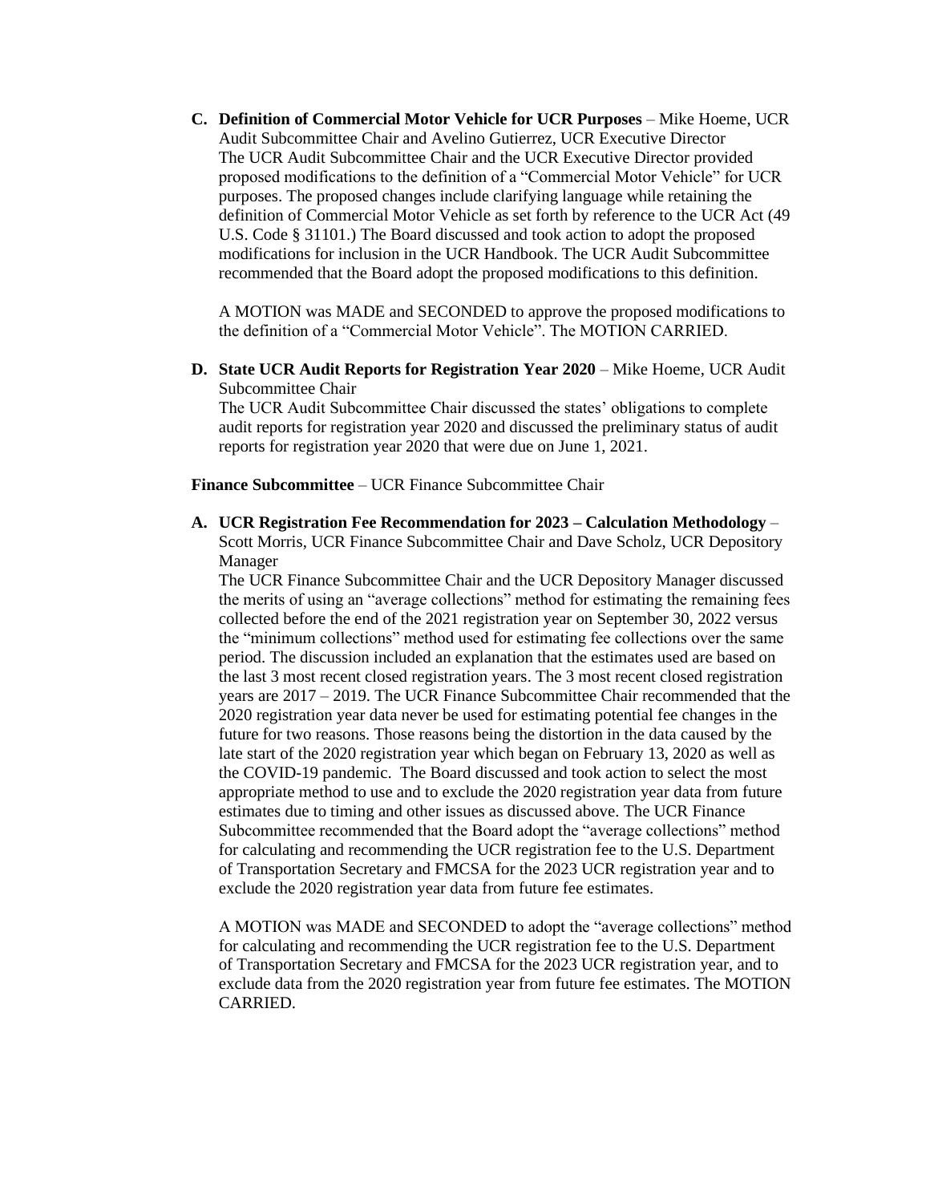**C. Definition of Commercial Motor Vehicle for UCR Purposes** – Mike Hoeme, UCR Audit Subcommittee Chair and Avelino Gutierrez, UCR Executive Director

The UCR Audit Subcommittee Chair and the UCR Executive Director provided proposed modifications to the definition of a "Commercial Motor Vehicle" for UCR purposes. The proposed changes include clarifying language while retaining the definition of Commercial Motor Vehicle as set forth by reference to the UCR Act (49 U.S. Code § 31101.) The Board discussed and took action to adopt the proposed modifications for inclusion in the UCR Handbook. The UCR Audit Subcommittee recommended that the Board adopt the proposed modifications to this definition.

A MOTION was MADE and SECONDED to approve the proposed modifications to the definition of a "Commercial Motor Vehicle". The MOTION CARRIED.

**D. State UCR Audit Reports for Registration Year 2020** – Mike Hoeme, UCR Audit Subcommittee Chair

The UCR Audit Subcommittee Chair discussed the states' obligations to complete audit reports for registration year 2020 and discussed the preliminary status of audit reports for registration year 2020 that were due on June 1, 2021.

**Finance Subcommittee** – UCR Finance Subcommittee Chair

**A. UCR Registration Fee Recommendation for 2023 – Calculation Methodology** – Scott Morris, UCR Finance Subcommittee Chair and Dave Scholz, UCR Depository Manager

The UCR Finance Subcommittee Chair and the UCR Depository Manager discussed the merits of using an "average collections" method for estimating the remaining fees collected before the end of the 2021 registration year on September 30, 2022 versus the "minimum collections" method used for estimating fee collections over the same period. The discussion included an explanation that the estimates used are based on the last 3 most recent closed registration years. The 3 most recent closed registration years are 2017 – 2019. The UCR Finance Subcommittee Chair recommended that the 2020 registration year data never be used for estimating potential fee changes in the future for two reasons. Those reasons being the distortion in the data caused by the late start of the 2020 registration year which began on February 13, 2020 as well as the COVID-19 pandemic. The Board discussed and took action to select the most appropriate method to use and to exclude the 2020 registration year data from future estimates due to timing and other issues as discussed above. The UCR Finance Subcommittee recommended that the Board adopt the "average collections" method for calculating and recommending the UCR registration fee to the U.S. Department of Transportation Secretary and FMCSA for the 2023 UCR registration year and to exclude the 2020 registration year data from future fee estimates.

A MOTION was MADE and SECONDED to adopt the "average collections" method for calculating and recommending the UCR registration fee to the U.S. Department of Transportation Secretary and FMCSA for the 2023 UCR registration year, and to exclude data from the 2020 registration year from future fee estimates. The MOTION CARRIED.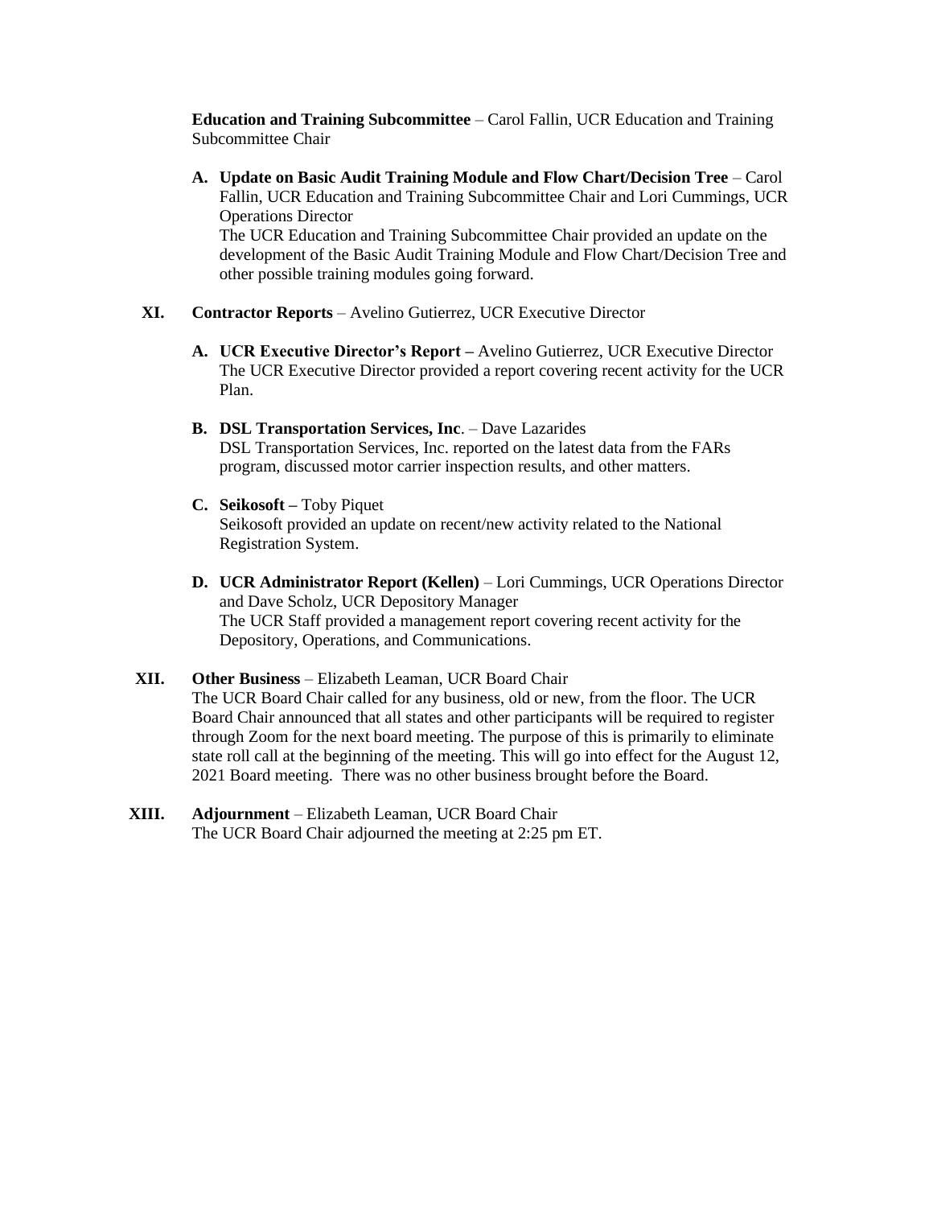**Education and Training Subcommittee** – Carol Fallin, UCR Education and Training Subcommittee Chair

**A. Update on Basic Audit Training Module and Flow Chart/Decision Tree** – Carol Fallin, UCR Education and Training Subcommittee Chair and Lori Cummings, UCR Operations Director
The UCR Education and Training Subcommittee Chair provided an update on the development of the Basic Audit Training Module and Flow Chart/Decision Tree and other possible training modules going forward.

**XI. Contractor Reports** – Avelino Gutierrez, UCR Executive Director

**A. UCR Executive Director's Report –** Avelino Gutierrez, UCR Executive Director
The UCR Executive Director provided a report covering recent activity for the UCR Plan.

**B. DSL Transportation Services, Inc**. – Dave Lazarides
DSL Transportation Services, Inc. reported on the latest data from the FARs program, discussed motor carrier inspection results, and other matters.

**C. Seikosoft –** Toby Piquet
Seikosoft provided an update on recent/new activity related to the National Registration System.

**D. UCR Administrator Report (Kellen)** – Lori Cummings, UCR Operations Director and Dave Scholz, UCR Depository Manager
The UCR Staff provided a management report covering recent activity for the Depository, Operations, and Communications.

**XII. Other Business** – Elizabeth Leaman, UCR Board Chair
The UCR Board Chair called for any business, old or new, from the floor. The UCR Board Chair announced that all states and other participants will be required to register through Zoom for the next board meeting. The purpose of this is primarily to eliminate state roll call at the beginning of the meeting. This will go into effect for the August 12, 2021 Board meeting. There was no other business brought before the Board.

**XIII. Adjournment** – Elizabeth Leaman, UCR Board Chair
The UCR Board Chair adjourned the meeting at 2:25 pm ET.